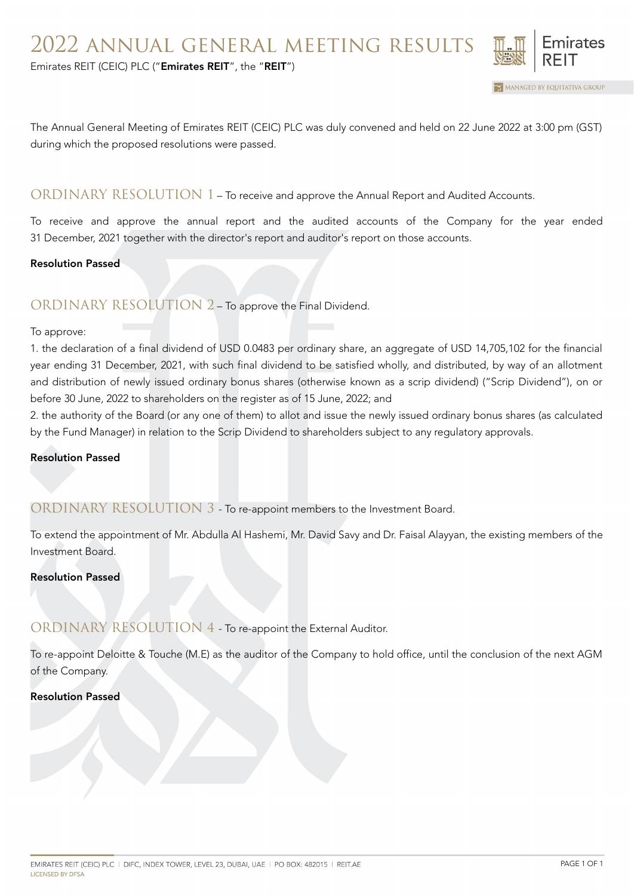# 2022 ANNUAL GENERAL MEETING RESULTS

Emirates REIT (CEIC) PLC ("**Emirates REIT**", the "**REIT**")

The Annual General Meeting of Emirates REIT (CEIC) PLC was duly convened and held on 22 June 2022 at 3:00 pm (GST) during which the proposed resolutions were passed.

## ORDINARY RESOLUTION 1 – To receive and approve the Annual Report and Audited Accounts.

To receive and approve the annual report and the audited accounts of the Company for the year ended 31 December, 2021 together with the director's report and auditor's report on those accounts.

**Resolution Passed**

## ORDINARY RESOLUTION 2 – To approve the Final Dividend.

To approve:

1. the declaration of a final dividend of USD 0.0483 per ordinary share, an aggregate of USD 14,705,102 for the financial year ending 31 December, 2021, with such final dividend to be satisfied wholly, and distributed, by way of an allotment and distribution of newly issued ordinary bonus shares (otherwise known as a scrip dividend) ("Scrip Dividend"), on or before 30 June, 2022 to shareholders on the register as of 15 June, 2022; and
2. the authority of the Board (or any one of them) to allot and issue the newly issued ordinary bonus shares (as calculated by the Fund Manager) in relation to the Scrip Dividend to shareholders subject to any regulatory approvals.

**Resolution Passed**

## ORDINARY RESOLUTION 3 - To re-appoint members to the Investment Board.

To extend the appointment of Mr. Abdulla Al Hashemi, Mr. David Savy and Dr. Faisal Alayyan, the existing members of the Investment Board.

**Resolution Passed**

## ORDINARY RESOLUTION 4 - To re-appoint the External Auditor.

To re-appoint Deloitte & Touche (M.E) as the auditor of the Company to hold office, until the conclusion of the next AGM of the Company.

**Resolution Passed**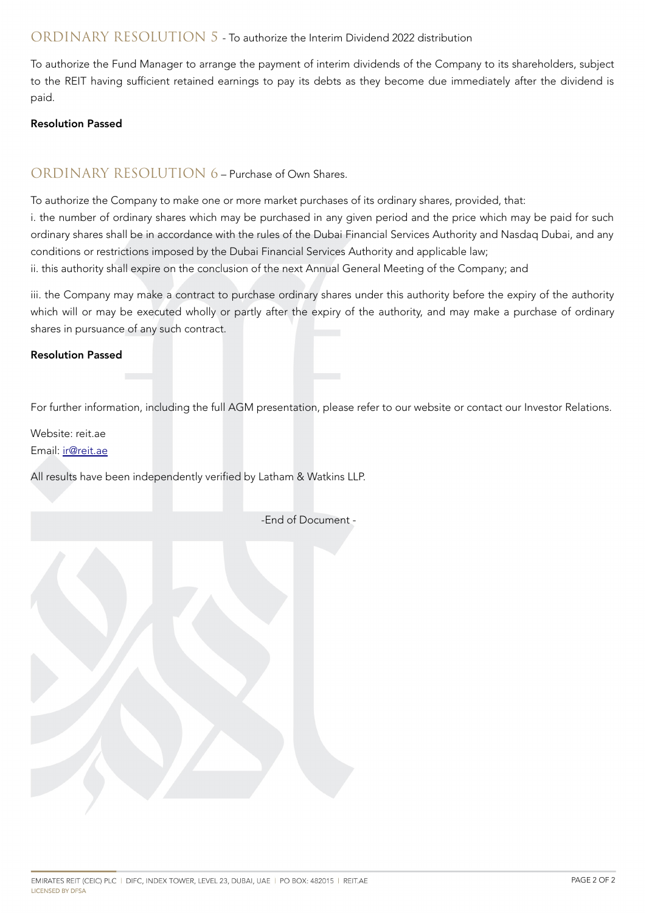## ORDINARY RESOLUTION 5 - To authorize the Interim Dividend 2022 distribution

To authorize the Fund Manager to arrange the payment of interim dividends of the Company to its shareholders, subject to the REIT having sufficient retained earnings to pay its debts as they become due immediately after the dividend is paid.

**Resolution Passed**

## ORDINARY RESOLUTION 6 – Purchase of Own Shares.

To authorize the Company to make one or more market purchases of its ordinary shares, provided, that:

i. the number of ordinary shares which may be purchased in any given period and the price which may be paid for such ordinary shares shall be in accordance with the rules of the Dubai Financial Services Authority and Nasdaq Dubai, and any conditions or restrictions imposed by the Dubai Financial Services Authority and applicable law;

ii. this authority shall expire on the conclusion of the next Annual General Meeting of the Company; and

iii. the Company may make a contract to purchase ordinary shares under this authority before the expiry of the authority which will or may be executed wholly or partly after the expiry of the authority, and may make a purchase of ordinary shares in pursuance of any such contract.

**Resolution Passed**

For further information, including the full AGM presentation, please refer to our website or contact our Investor Relations.

Website: reit.ae
Email: ir@reit.ae

All results have been independently verified by Latham & Watkins LLP.

-End of Document -